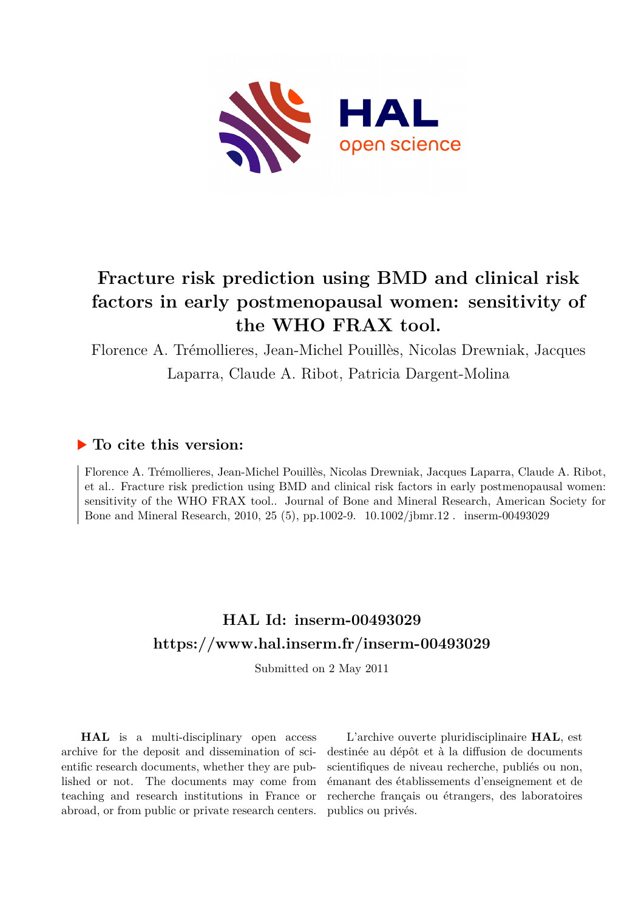# Fracture risk prediction using BMD and clinical risk factors in early postmenopausal women: sensitivity of the WHO FRAX tool.

Florence A. Trémollieres, Jean-Michel Pouillès, Nicolas Drewniak, Jacques Laparra, Claude A. Ribot, Patricia Dargent-Molina

## ▶ To cite this version:

Florence A. Trémollieres, Jean-Michel Pouillès, Nicolas Drewniak, Jacques Laparra, Claude A. Ribot, et al.. Fracture risk prediction using BMD and clinical risk factors in early postmenopausal women: sensitivity of the WHO FRAX tool.. Journal of Bone and Mineral Research, American Society for Bone and Mineral Research, 2010, 25 (5), pp.1002-9. 10.1002/jbmr.12 . inserm-00493029

## HAL Id: inserm-00493029

## https://www.hal.inserm.fr/inserm-00493029

Submitted on 2 May 2011

**HAL** is a multi-disciplinary open access archive for the deposit and dissemination of scientific research documents, whether they are published or not. The documents may come from teaching and research institutions in France or abroad, or from public or private research centers.

L'archive ouverte pluridisciplinaire **HAL**, est destinée au dépôt et à la diffusion de documents scientifiques de niveau recherche, publiés ou non, émanant des établissements d'enseignement et de recherche français ou étrangers, des laboratoires publics ou privés.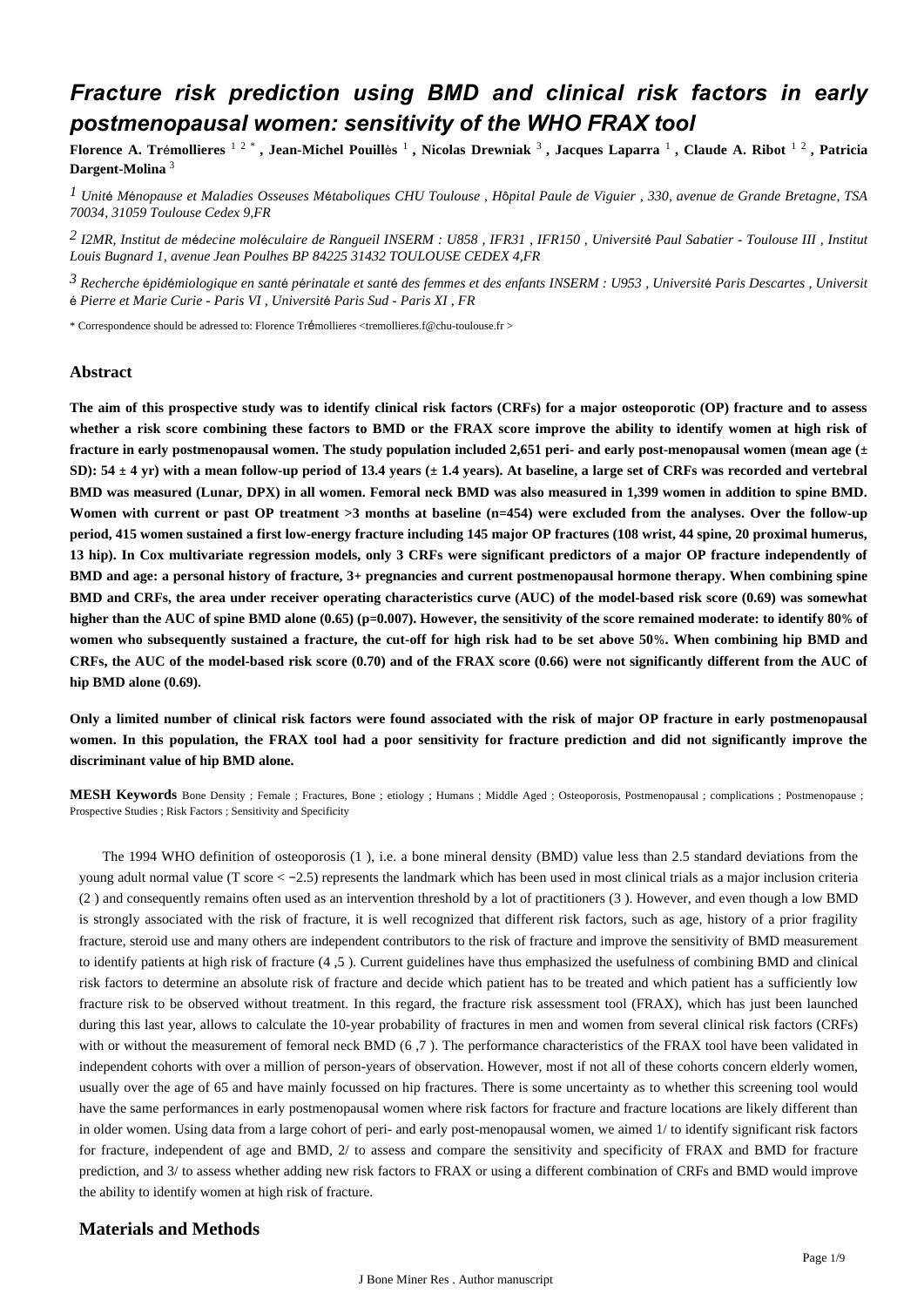# Fracture risk prediction using BMD and clinical risk factors in early postmenopausal women: sensitivity of the WHO FRAX tool

**Florence A. Trémollieres** [1,2,*] **, Jean-Michel Pouillès** [1] **, Nicolas Drewniak** [3] **, Jacques Laparra** [1] **, Claude A. Ribot** [1,2] **, Patricia Dargent-Molina** [3]

[1] *Unité Ménopause et Maladies Osseuses Métaboliques CHU Toulouse , Hôpital Paule de Viguier , 330, avenue de Grande Bretagne, TSA 70034, 31059 Toulouse Cedex 9,FR*

[2] *I2MR, Institut de médecine moléculaire de Rangueil INSERM : U858 , IFR31 , IFR150 , Université Paul Sabatier - Toulouse III , Institut Louis Bugnard 1, avenue Jean Poulhes BP 84225 31432 TOULOUSE CEDEX 4,FR*

[3] *Recherche épidémiologique en santé périnatale et santé des femmes et des enfants INSERM : U953 , Université Paris Descartes , Université Pierre et Marie Curie - Paris VI , Université Paris Sud - Paris XI , FR*

* Correspondence should be adressed to: Florence Trémollieres <tremollieres.f@chu-toulouse.fr >

## Abstract

**The aim of this prospective study was to identify clinical risk factors (CRFs) for a major osteoporotic (OP) fracture and to assess whether a risk score combining these factors to BMD or the FRAX score improve the ability to identify women at high risk of fracture in early postmenopausal women. The study population included 2,651 peri- and early post-menopausal women (mean age (± SD): 54 ± 4 yr) with a mean follow-up period of 13.4 years (± 1.4 years). At baseline, a large set of CRFs was recorded and vertebral BMD was measured (Lunar, DPX) in all women. Femoral neck BMD was also measured in 1,399 women in addition to spine BMD. Women with current or past OP treatment >3 months at baseline (n=454) were excluded from the analyses. Over the follow-up period, 415 women sustained a first low-energy fracture including 145 major OP fractures (108 wrist, 44 spine, 20 proximal humerus, 13 hip). In Cox multivariate regression models, only 3 CRFs were significant predictors of a major OP fracture independently of BMD and age: a personal history of fracture, 3+ pregnancies and current postmenopausal hormone therapy. When combining spine BMD and CRFs, the area under receiver operating characteristics curve (AUC) of the model-based risk score (0.69) was somewhat higher than the AUC of spine BMD alone (0.65) (p=0.007). However, the sensitivity of the score remained moderate: to identify 80% of women who subsequently sustained a fracture, the cut-off for high risk had to be set above 50%. When combining hip BMD and CRFs, the AUC of the model-based risk score (0.70) and of the FRAX score (0.66) were not significantly different from the AUC of hip BMD alone (0.69).**

**Only a limited number of clinical risk factors were found associated with the risk of major OP fracture in early postmenopausal women. In this population, the FRAX tool had a poor sensitivity for fracture prediction and did not significantly improve the discriminant value of hip BMD alone.**

**MESH Keywords** Bone Density ; Female ; Fractures, Bone ; etiology ; Humans ; Middle Aged ; Osteoporosis, Postmenopausal ; complications ; Postmenopause ; Prospective Studies ; Risk Factors ; Sensitivity and Specificity

The 1994 WHO definition of osteoporosis (1 ), i.e. a bone mineral density (BMD) value less than 2.5 standard deviations from the young adult normal value (T score < −2.5) represents the landmark which has been used in most clinical trials as a major inclusion criteria (2 ) and consequently remains often used as an intervention threshold by a lot of practitioners (3 ). However, and even though a low BMD is strongly associated with the risk of fracture, it is well recognized that different risk factors, such as age, history of a prior fragility fracture, steroid use and many others are independent contributors to the risk of fracture and improve the sensitivity of BMD measurement to identify patients at high risk of fracture (4 ,5 ). Current guidelines have thus emphasized the usefulness of combining BMD and clinical risk factors to determine an absolute risk of fracture and decide which patient has to be treated and which patient has a sufficiently low fracture risk to be observed without treatment. In this regard, the fracture risk assessment tool (FRAX), which has just been launched during this last year, allows to calculate the 10-year probability of fractures in men and women from several clinical risk factors (CRFs) with or without the measurement of femoral neck BMD (6 ,7 ). The performance characteristics of the FRAX tool have been validated in independent cohorts with over a million of person-years of observation. However, most if not all of these cohorts concern elderly women, usually over the age of 65 and have mainly focussed on hip fractures. There is some uncertainty as to whether this screening tool would have the same performances in early postmenopausal women where risk factors for fracture and fracture locations are likely different than in older women. Using data from a large cohort of peri- and early post-menopausal women, we aimed 1/ to identify significant risk factors for fracture, independent of age and BMD, 2/ to assess and compare the sensitivity and specificity of FRAX and BMD for fracture prediction, and 3/ to assess whether adding new risk factors to FRAX or using a different combination of CRFs and BMD would improve the ability to identify women at high risk of fracture.

## Materials and Methods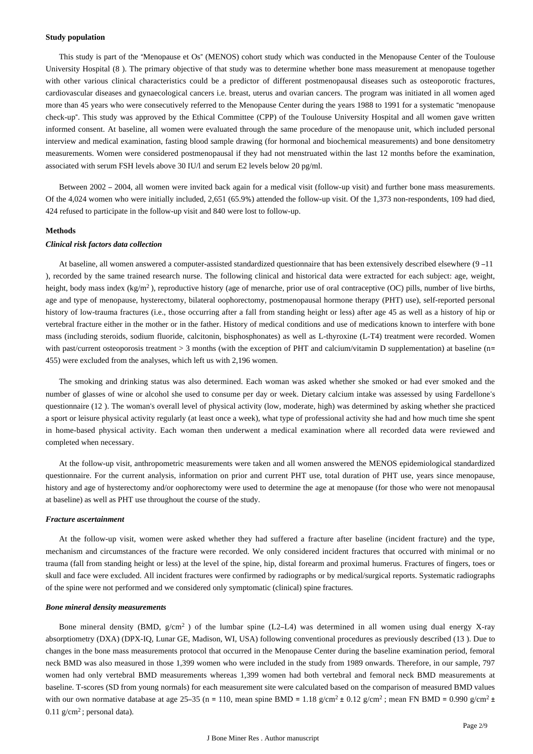### Study population

This study is part of the "Menopause et Os" (MENOS) cohort study which was conducted in the Menopause Center of the Toulouse University Hospital (8 ). The primary objective of that study was to determine whether bone mass measurement at menopause together with other various clinical characteristics could be a predictor of different postmenopausal diseases such as osteoporotic fractures, cardiovascular diseases and gynaecological cancers i.e. breast, uterus and ovarian cancers. The program was initiated in all women aged more than 45 years who were consecutively referred to the Menopause Center during the years 1988 to 1991 for a systematic "menopause check-up". This study was approved by the Ethical Committee (CPP) of the Toulouse University Hospital and all women gave written informed consent. At baseline, all women were evaluated through the same procedure of the menopause unit, which included personal interview and medical examination, fasting blood sample drawing (for hormonal and biochemical measurements) and bone densitometry measurements. Women were considered postmenopausal if they had not menstruated within the last 12 months before the examination, associated with serum FSH levels above 30 IU/l and serum E2 levels below 20 pg/ml.

Between 2002 – 2004, all women were invited back again for a medical visit (follow-up visit) and further bone mass measurements. Of the 4,024 women who were initially included, 2,651 (65.9%) attended the follow-up visit. Of the 1,373 non-respondents, 109 had died, 424 refused to participate in the follow-up visit and 840 were lost to follow-up.

### Methods

#### *Clinical risk factors data collection*

At baseline, all women answered a computer-assisted standardized questionnaire that has been extensively described elsewhere (9 –11 ), recorded by the same trained research nurse. The following clinical and historical data were extracted for each subject: age, weight, height, body mass index (kg/m$^2$ ), reproductive history (age of menarche, prior use of oral contraceptive (OC) pills, number of live births, age and type of menopause, hysterectomy, bilateral oophorectomy, postmenopausal hormone therapy (PHT) use), self-reported personal history of low-trauma fractures (i.e., those occurring after a fall from standing height or less) after age 45 as well as a history of hip or vertebral fracture either in the mother or in the father. History of medical conditions and use of medications known to interfere with bone mass (including steroids, sodium fluoride, calcitonin, bisphosphonates) as well as L-thyroxine (L-T4) treatment were recorded. Women with past/current osteoporosis treatment > 3 months (with the exception of PHT and calcium/vitamin D supplementation) at baseline (n= 455) were excluded from the analyses, which left us with 2,196 women.

The smoking and drinking status was also determined. Each woman was asked whether she smoked or had ever smoked and the number of glasses of wine or alcohol she used to consume per day or week. Dietary calcium intake was assessed by using Fardellone's questionnaire (12 ). The woman's overall level of physical activity (low, moderate, high) was determined by asking whether she practiced a sport or leisure physical activity regularly (at least once a week), what type of professional activity she had and how much time she spent in home-based physical activity. Each woman then underwent a medical examination where all recorded data were reviewed and completed when necessary.

At the follow-up visit, anthropometric measurements were taken and all women answered the MENOS epidemiological standardized questionnaire. For the current analysis, information on prior and current PHT use, total duration of PHT use, years since menopause, history and age of hysterectomy and/or oophorectomy were used to determine the age at menopause (for those who were not menopausal at baseline) as well as PHT use throughout the course of the study.

#### *Fracture ascertainment*

At the follow-up visit, women were asked whether they had suffered a fracture after baseline (incident fracture) and the type, mechanism and circumstances of the fracture were recorded. We only considered incident fractures that occurred with minimal or no trauma (fall from standing height or less) at the level of the spine, hip, distal forearm and proximal humerus. Fractures of fingers, toes or skull and face were excluded. All incident fractures were confirmed by radiographs or by medical/surgical reports. Systematic radiographs of the spine were not performed and we considered only symptomatic (clinical) spine fractures.

#### *Bone mineral density measurements*

Bone mineral density (BMD, g/cm$^2$ ) of the lumbar spine (L2–L4) was determined in all women using dual energy X-ray absorptiometry (DXA) (DPX-IQ, Lunar GE, Madison, WI, USA) following conventional procedures as previously described (13 ). Due to changes in the bone mass measurements protocol that occurred in the Menopause Center during the baseline examination period, femoral neck BMD was also measured in those 1,399 women who were included in the study from 1989 onwards. Therefore, in our sample, 797 women had only vertebral BMD measurements whereas 1,399 women had both vertebral and femoral neck BMD measurements at baseline. T-scores (SD from young normals) for each measurement site were calculated based on the comparison of measured BMD values with our own normative database at age 25–35 (n = 110, mean spine BMD = 1.18 g/cm$^2$ ± 0.12 g/cm$^2$ ; mean FN BMD = 0.990 g/cm$^2$ ± 0.11 g/cm$^2$ ; personal data).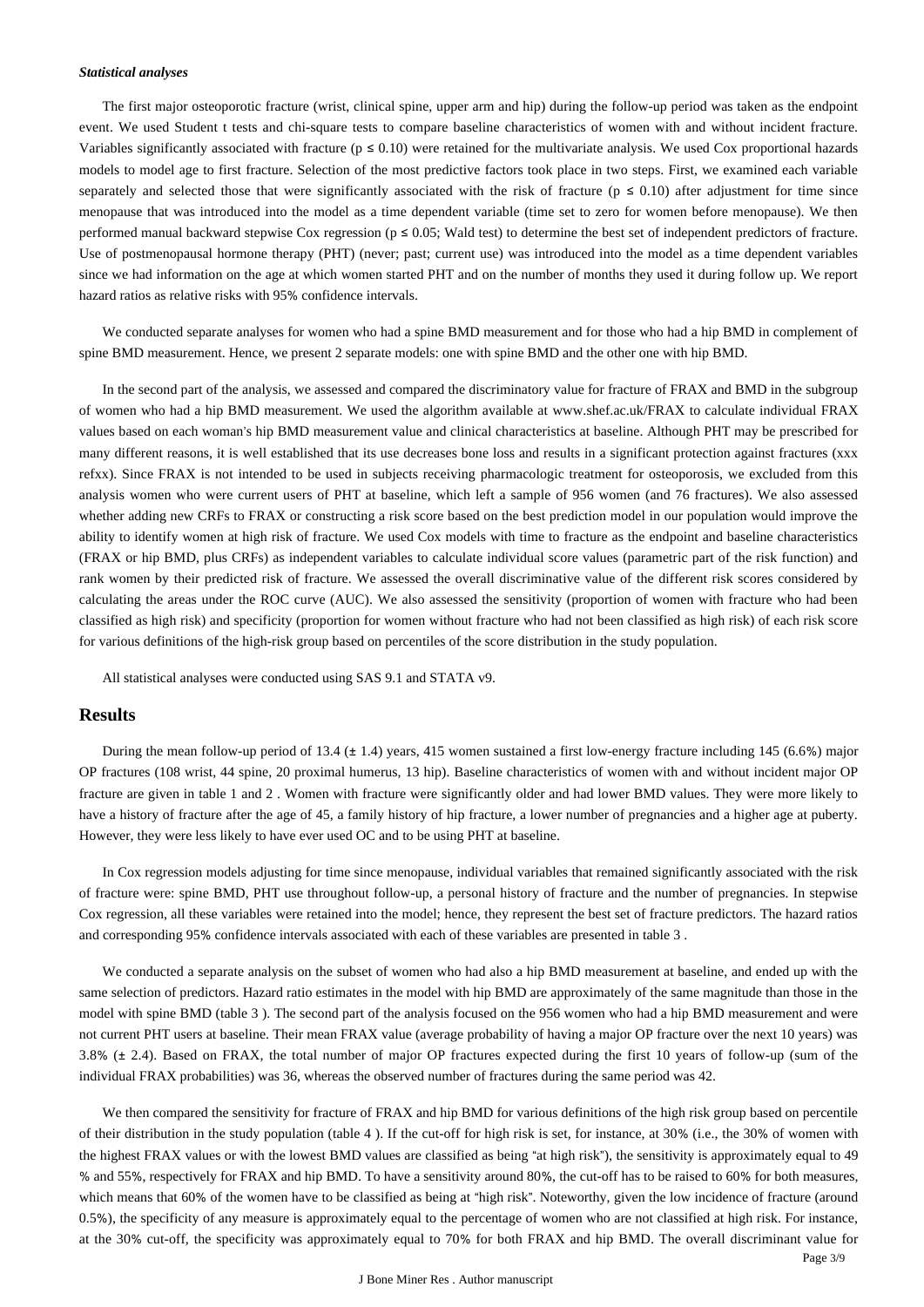### *Statistical analyses*

The first major osteoporotic fracture (wrist, clinical spine, upper arm and hip) during the follow-up period was taken as the endpoint event. We used Student t tests and chi-square tests to compare baseline characteristics of women with and without incident fracture. Variables significantly associated with fracture ($p \leq 0.10$) were retained for the multivariate analysis. We used Cox proportional hazards models to model age to first fracture. Selection of the most predictive factors took place in two steps. First, we examined each variable separately and selected those that were significantly associated with the risk of fracture ($p \leq 0.10$) after adjustment for time since menopause that was introduced into the model as a time dependent variable (time set to zero for women before menopause). We then performed manual backward stepwise Cox regression ($p \leq 0.05$; Wald test) to determine the best set of independent predictors of fracture. Use of postmenopausal hormone therapy (PHT) (never; past; current use) was introduced into the model as a time dependent variables since we had information on the age at which women started PHT and on the number of months they used it during follow up. We report hazard ratios as relative risks with 95% confidence intervals.

We conducted separate analyses for women who had a spine BMD measurement and for those who had a hip BMD in complement of spine BMD measurement. Hence, we present 2 separate models: one with spine BMD and the other one with hip BMD.

In the second part of the analysis, we assessed and compared the discriminatory value for fracture of FRAX and BMD in the subgroup of women who had a hip BMD measurement. We used the algorithm available at www.shef.ac.uk/FRAX to calculate individual FRAX values based on each woman's hip BMD measurement value and clinical characteristics at baseline. Although PHT may be prescribed for many different reasons, it is well established that its use decreases bone loss and results in a significant protection against fractures (xxx refxx). Since FRAX is not intended to be used in subjects receiving pharmacologic treatment for osteoporosis, we excluded from this analysis women who were current users of PHT at baseline, which left a sample of 956 women (and 76 fractures). We also assessed whether adding new CRFs to FRAX or constructing a risk score based on the best prediction model in our population would improve the ability to identify women at high risk of fracture. We used Cox models with time to fracture as the endpoint and baseline characteristics (FRAX or hip BMD, plus CRFs) as independent variables to calculate individual score values (parametric part of the risk function) and rank women by their predicted risk of fracture. We assessed the overall discriminative value of the different risk scores considered by calculating the areas under the ROC curve (AUC). We also assessed the sensitivity (proportion of women with fracture who had been classified as high risk) and specificity (proportion for women without fracture who had not been classified as high risk) of each risk score for various definitions of the high-risk group based on percentiles of the score distribution in the study population.

All statistical analyses were conducted using SAS 9.1 and STATA v9.

## Results

During the mean follow-up period of 13.4 (± 1.4) years, 415 women sustained a first low-energy fracture including 145 (6.6%) major OP fractures (108 wrist, 44 spine, 20 proximal humerus, 13 hip). Baseline characteristics of women with and without incident major OP fracture are given in table 1 and 2 . Women with fracture were significantly older and had lower BMD values. They were more likely to have a history of fracture after the age of 45, a family history of hip fracture, a lower number of pregnancies and a higher age at puberty. However, they were less likely to have ever used OC and to be using PHT at baseline.

In Cox regression models adjusting for time since menopause, individual variables that remained significantly associated with the risk of fracture were: spine BMD, PHT use throughout follow-up, a personal history of fracture and the number of pregnancies. In stepwise Cox regression, all these variables were retained into the model; hence, they represent the best set of fracture predictors. The hazard ratios and corresponding 95% confidence intervals associated with each of these variables are presented in table 3 .

We conducted a separate analysis on the subset of women who had also a hip BMD measurement at baseline, and ended up with the same selection of predictors. Hazard ratio estimates in the model with hip BMD are approximately of the same magnitude than those in the model with spine BMD (table 3 ). The second part of the analysis focused on the 956 women who had a hip BMD measurement and were not current PHT users at baseline. Their mean FRAX value (average probability of having a major OP fracture over the next 10 years) was 3.8% (± 2.4). Based on FRAX, the total number of major OP fractures expected during the first 10 years of follow-up (sum of the individual FRAX probabilities) was 36, whereas the observed number of fractures during the same period was 42.

We then compared the sensitivity for fracture of FRAX and hip BMD for various definitions of the high risk group based on percentile of their distribution in the study population (table 4 ). If the cut-off for high risk is set, for instance, at 30% (i.e., the 30% of women with the highest FRAX values or with the lowest BMD values are classified as being "at high risk"), the sensitivity is approximately equal to 49 % and 55%, respectively for FRAX and hip BMD. To have a sensitivity around 80%, the cut-off has to be raised to 60% for both measures, which means that 60% of the women have to be classified as being at "high risk". Noteworthy, given the low incidence of fracture (around 0.5%), the specificity of any measure is approximately equal to the percentage of women who are not classified at high risk. For instance, at the 30% cut-off, the specificity was approximately equal to 70% for both FRAX and hip BMD. The overall discriminant value for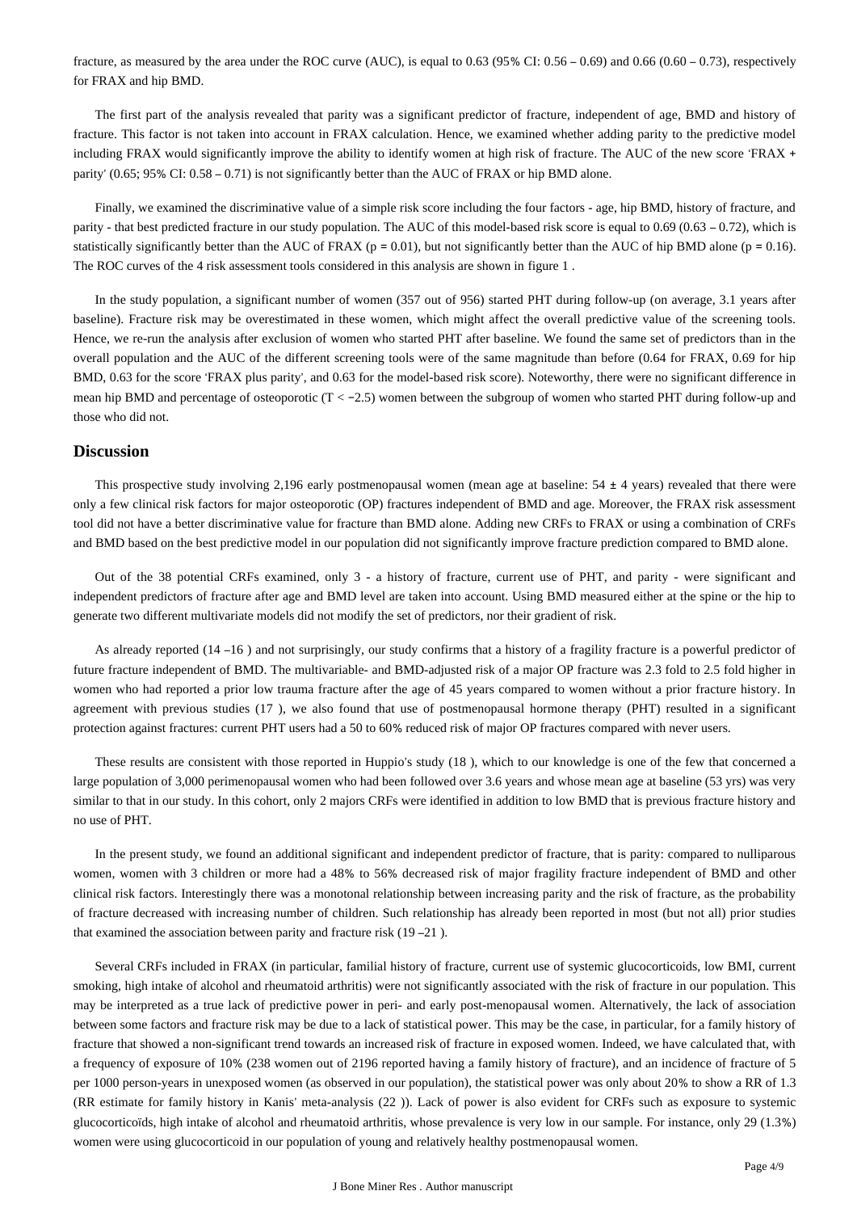fracture, as measured by the area under the ROC curve (AUC), is equal to 0.63 (95% CI: 0.56 – 0.69) and 0.66 (0.60 – 0.73), respectively for FRAX and hip BMD.

The first part of the analysis revealed that parity was a significant predictor of fracture, independent of age, BMD and history of fracture. This factor is not taken into account in FRAX calculation. Hence, we examined whether adding parity to the predictive model including FRAX would significantly improve the ability to identify women at high risk of fracture. The AUC of the new score 'FRAX + parity' (0.65; 95% CI: 0.58 – 0.71) is not significantly better than the AUC of FRAX or hip BMD alone.

Finally, we examined the discriminative value of a simple risk score including the four factors - age, hip BMD, history of fracture, and parity - that best predicted fracture in our study population. The AUC of this model-based risk score is equal to 0.69 (0.63 – 0.72), which is statistically significantly better than the AUC of FRAX ($p = 0.01$), but not significantly better than the AUC of hip BMD alone ($p = 0.16$). The ROC curves of the 4 risk assessment tools considered in this analysis are shown in figure 1 .

In the study population, a significant number of women (357 out of 956) started PHT during follow-up (on average, 3.1 years after baseline). Fracture risk may be overestimated in these women, which might affect the overall predictive value of the screening tools. Hence, we re-run the analysis after exclusion of women who started PHT after baseline. We found the same set of predictors than in the overall population and the AUC of the different screening tools were of the same magnitude than before (0.64 for FRAX, 0.69 for hip BMD, 0.63 for the score 'FRAX plus parity', and 0.63 for the model-based risk score). Noteworthy, there were no significant difference in mean hip BMD and percentage of osteoporotic ($T < -2.5$) women between the subgroup of women who started PHT during follow-up and those who did not.

## Discussion

This prospective study involving 2,196 early postmenopausal women (mean age at baseline: 54 ± 4 years) revealed that there were only a few clinical risk factors for major osteoporotic (OP) fractures independent of BMD and age. Moreover, the FRAX risk assessment tool did not have a better discriminative value for fracture than BMD alone. Adding new CRFs to FRAX or using a combination of CRFs and BMD based on the best predictive model in our population did not significantly improve fracture prediction compared to BMD alone.

Out of the 38 potential CRFs examined, only 3 - a history of fracture, current use of PHT, and parity - were significant and independent predictors of fracture after age and BMD level are taken into account. Using BMD measured either at the spine or the hip to generate two different multivariate models did not modify the set of predictors, nor their gradient of risk.

As already reported (14 –16 ) and not surprisingly, our study confirms that a history of a fragility fracture is a powerful predictor of future fracture independent of BMD. The multivariable- and BMD-adjusted risk of a major OP fracture was 2.3 fold to 2.5 fold higher in women who had reported a prior low trauma fracture after the age of 45 years compared to women without a prior fracture history. In agreement with previous studies (17 ), we also found that use of postmenopausal hormone therapy (PHT) resulted in a significant protection against fractures: current PHT users had a 50 to 60% reduced risk of major OP fractures compared with never users.

These results are consistent with those reported in Huppio's study (18 ), which to our knowledge is one of the few that concerned a large population of 3,000 perimenopausal women who had been followed over 3.6 years and whose mean age at baseline (53 yrs) was very similar to that in our study. In this cohort, only 2 majors CRFs were identified in addition to low BMD that is previous fracture history and no use of PHT.

In the present study, we found an additional significant and independent predictor of fracture, that is parity: compared to nulliparous women, women with 3 children or more had a 48% to 56% decreased risk of major fragility fracture independent of BMD and other clinical risk factors. Interestingly there was a monotonal relationship between increasing parity and the risk of fracture, as the probability of fracture decreased with increasing number of children. Such relationship has already been reported in most (but not all) prior studies that examined the association between parity and fracture risk (19 –21 ).

Several CRFs included in FRAX (in particular, familial history of fracture, current use of systemic glucocorticoids, low BMI, current smoking, high intake of alcohol and rheumatoid arthritis) were not significantly associated with the risk of fracture in our population. This may be interpreted as a true lack of predictive power in peri- and early post-menopausal women. Alternatively, the lack of association between some factors and fracture risk may be due to a lack of statistical power. This may be the case, in particular, for a family history of fracture that showed a non-significant trend towards an increased risk of fracture in exposed women. Indeed, we have calculated that, with a frequency of exposure of 10% (238 women out of 2196 reported having a family history of fracture), and an incidence of fracture of 5 per 1000 person-years in unexposed women (as observed in our population), the statistical power was only about 20% to show a RR of 1.3 (RR estimate for family history in Kanis' meta-analysis (22 )). Lack of power is also evident for CRFs such as exposure to systemic glucocorticoïds, high intake of alcohol and rheumatoid arthritis, whose prevalence is very low in our sample. For instance, only 29 (1.3%) women were using glucocorticoid in our population of young and relatively healthy postmenopausal women.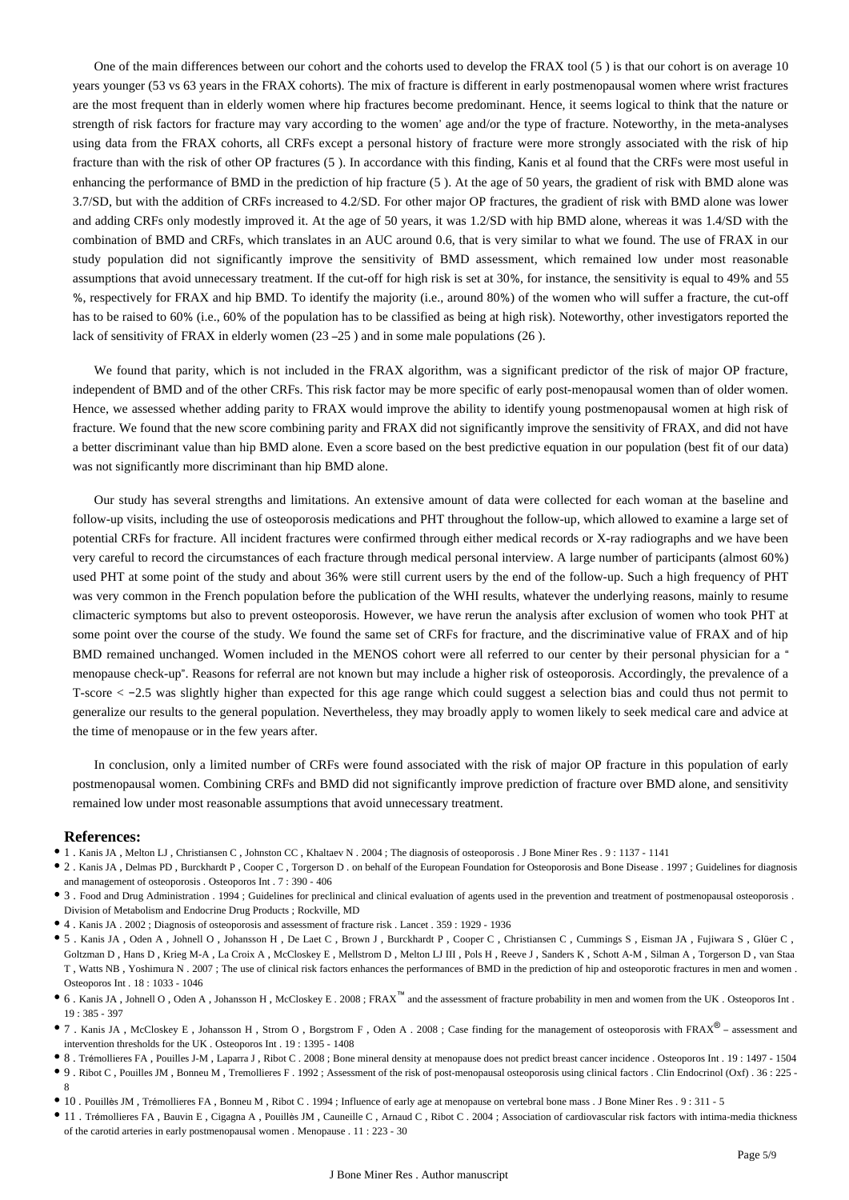One of the main differences between our cohort and the cohorts used to develop the FRAX tool (5 ) is that our cohort is on average 10 years younger (53 vs 63 years in the FRAX cohorts). The mix of fracture is different in early postmenopausal women where wrist fractures are the most frequent than in elderly women where hip fractures become predominant. Hence, it seems logical to think that the nature or strength of risk factors for fracture may vary according to the women' age and/or the type of fracture. Noteworthy, in the meta-analyses using data from the FRAX cohorts, all CRFs except a personal history of fracture were more strongly associated with the risk of hip fracture than with the risk of other OP fractures (5 ). In accordance with this finding, Kanis et al found that the CRFs were most useful in enhancing the performance of BMD in the prediction of hip fracture (5 ). At the age of 50 years, the gradient of risk with BMD alone was 3.7/SD, but with the addition of CRFs increased to 4.2/SD. For other major OP fractures, the gradient of risk with BMD alone was lower and adding CRFs only modestly improved it. At the age of 50 years, it was 1.2/SD with hip BMD alone, whereas it was 1.4/SD with the combination of BMD and CRFs, which translates in an AUC around 0.6, that is very similar to what we found. The use of FRAX in our study population did not significantly improve the sensitivity of BMD assessment, which remained low under most reasonable assumptions that avoid unnecessary treatment. If the cut-off for high risk is set at 30%, for instance, the sensitivity is equal to 49% and 55 %, respectively for FRAX and hip BMD. To identify the majority (i.e., around 80%) of the women who will suffer a fracture, the cut-off has to be raised to 60% (i.e., 60% of the population has to be classified as being at high risk). Noteworthy, other investigators reported the lack of sensitivity of FRAX in elderly women (23 –25 ) and in some male populations (26 ).

We found that parity, which is not included in the FRAX algorithm, was a significant predictor of the risk of major OP fracture, independent of BMD and of the other CRFs. This risk factor may be more specific of early post-menopausal women than of older women. Hence, we assessed whether adding parity to FRAX would improve the ability to identify young postmenopausal women at high risk of fracture. We found that the new score combining parity and FRAX did not significantly improve the sensitivity of FRAX, and did not have a better discriminant value than hip BMD alone. Even a score based on the best predictive equation in our population (best fit of our data) was not significantly more discriminant than hip BMD alone.

Our study has several strengths and limitations. An extensive amount of data were collected for each woman at the baseline and follow-up visits, including the use of osteoporosis medications and PHT throughout the follow-up, which allowed to examine a large set of potential CRFs for fracture. All incident fractures were confirmed through either medical records or X-ray radiographs and we have been very careful to record the circumstances of each fracture through medical personal interview. A large number of participants (almost 60%) used PHT at some point of the study and about 36% were still current users by the end of the follow-up. Such a high frequency of PHT was very common in the French population before the publication of the WHI results, whatever the underlying reasons, mainly to resume climacteric symptoms but also to prevent osteoporosis. However, we have rerun the analysis after exclusion of women who took PHT at some point over the course of the study. We found the same set of CRFs for fracture, and the discriminative value of FRAX and of hip BMD remained unchanged. Women included in the MENOS cohort were all referred to our center by their personal physician for a " menopause check-up". Reasons for referral are not known but may include a higher risk of osteoporosis. Accordingly, the prevalence of a T-score < −2.5 was slightly higher than expected for this age range which could suggest a selection bias and could thus not permit to generalize our results to the general population. Nevertheless, they may broadly apply to women likely to seek medical care and advice at the time of menopause or in the few years after.

In conclusion, only a limited number of CRFs were found associated with the risk of major OP fracture in this population of early postmenopausal women. Combining CRFs and BMD did not significantly improve prediction of fracture over BMD alone, and sensitivity remained low under most reasonable assumptions that avoid unnecessary treatment.

## References:

- 1 . Kanis JA , Melton LJ , Christiansen C , Johnston CC , Khaltaev N . 2004 ; The diagnosis of osteoporosis . J Bone Miner Res . 9 : 1137 - 1141
- 2 . Kanis JA , Delmas PD , Burckhardt P , Cooper C , Torgerson D . on behalf of the European Foundation for Osteoporosis and Bone Disease . 1997 ; Guidelines for diagnosis and management of osteoporosis . Osteoporos Int . 7 : 390 - 406
- 3 . Food and Drug Administration . 1994 ; Guidelines for preclinical and clinical evaluation of agents used in the prevention and treatment of postmenopausal osteoporosis . Division of Metabolism and Endocrine Drug Products ; Rockville, MD
- 4 . Kanis JA . 2002 ; Diagnosis of osteoporosis and assessment of fracture risk . Lancet . 359 : 1929 - 1936
- 5 . Kanis JA , Oden A , Johnell O , Johansson H , De Laet C , Brown J , Burckhardt P , Cooper C , Christiansen C , Cummings S , Eisman JA , Fujiwara S , Glüer C , Goltzman D , Hans D , Krieg M-A , La Croix A , McCloskey E , Mellstrom D , Melton LJ III , Pols H , Reeve J , Sanders K , Schott A-M , Silman A , Torgerson D , van Staa T , Watts NB , Yoshimura N . 2007 ; The use of clinical risk factors enhances the performances of BMD in the prediction of hip and osteoporotic fractures in men and women . Osteoporos Int . 18 : 1033 - 1046
- 6 . Kanis JA , Johnell O , Oden A , Johansson H , McCloskey E . 2008 ; FRAX™ and the assessment of fracture probability in men and women from the UK . Osteoporos Int . 19 : 385 - 397
- 7 . Kanis JA , McCloskey E , Johansson H , Strom O , Borgstrom F , Oden A . 2008 ; Case finding for the management of osteoporosis with FRAX® – assessment and intervention thresholds for the UK . Osteoporos Int . 19 : 1395 - 1408
- 8 . Trémollieres FA , Pouilles J-M , Laparra J , Ribot C . 2008 ; Bone mineral density at menopause does not predict breast cancer incidence . Osteoporos Int . 19 : 1497 - 1504
- 9 . Ribot C , Pouilles JM , Bonneu M , Tremollieres F . 1992 ; Assessment of the risk of post-menopausal osteoporosis using clinical factors . Clin Endocrinol (Oxf) . 36 : 225 - 8
- 10 . Pouillès JM , Trémollieres FA , Bonneu M , Ribot C . 1994 ; Influence of early age at menopause on vertebral bone mass . J Bone Miner Res . 9 : 311 - 5
- 11 . Trémollieres FA , Bauvin E , Cigagna A , Pouillès JM , Cauneille C , Arnaud C , Ribot C . 2004 ; Association of cardiovascular risk factors with intima-media thickness of the carotid arteries in early postmenopausal women . Menopause . 11 : 223 - 30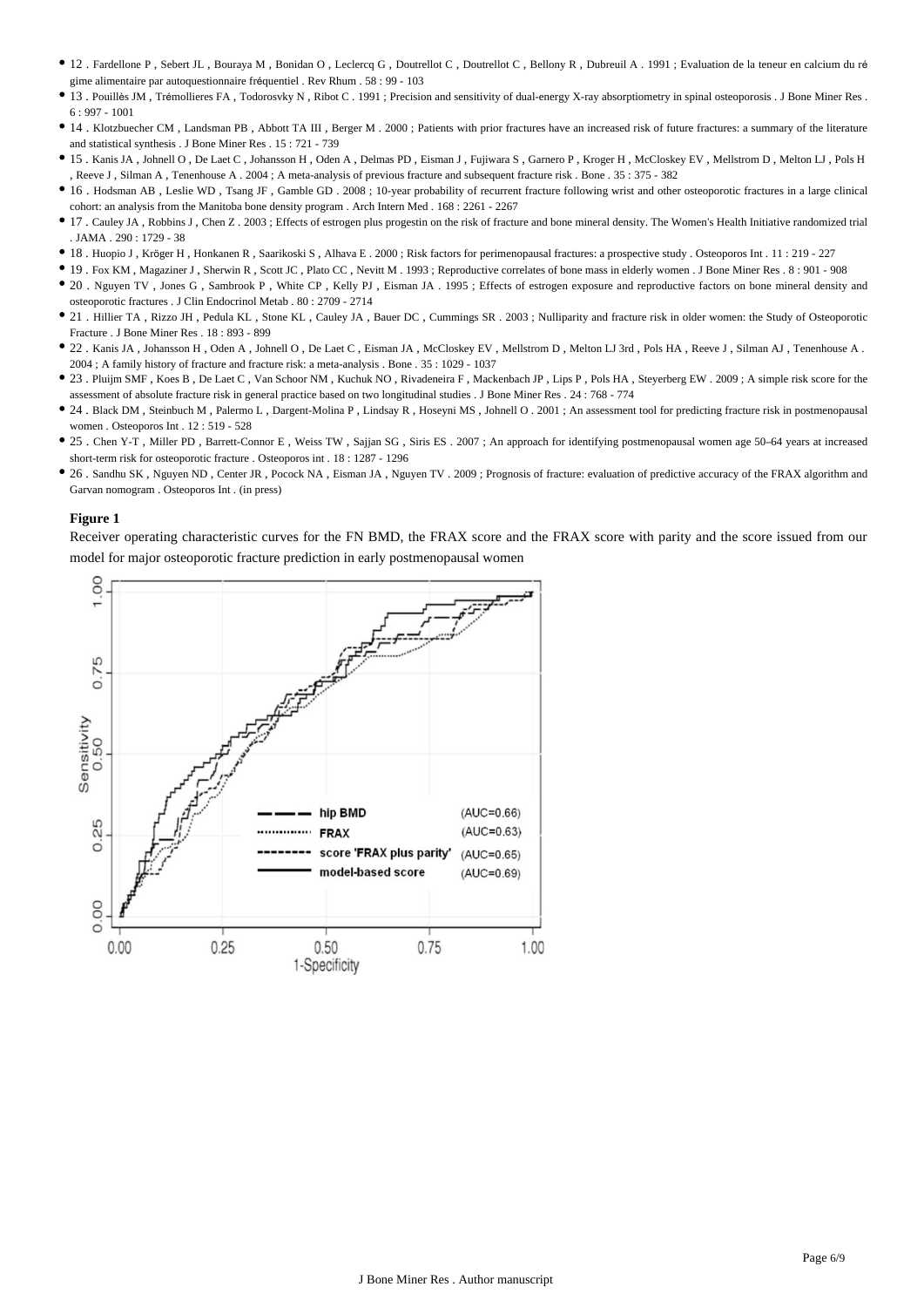- 12 . Fardellone P , Sebert JL , Bouraya M , Bonidan O , Leclercq G , Doutrellot C , Doutrellot C , Bellony R , Dubreuil A . 1991 ; Evaluation de la teneur en calcium du régime alimentaire par autoquestionnaire fréquentiel . Rev Rhum . 58 : 99 - 103
- 13 . Pouillès JM , Trémollieres FA , Todorosvky N , Ribot C . 1991 ; Precision and sensitivity of dual-energy X-ray absorptiometry in spinal osteoporosis . J Bone Miner Res . 6 : 997 - 1001
- 14 . Klotzbuecher CM , Landsman PB , Abbott TA III , Berger M . 2000 ; Patients with prior fractures have an increased risk of future fractures: a summary of the literature and statistical synthesis . J Bone Miner Res . 15 : 721 - 739
- 15 . Kanis JA , Johnell O , De Laet C , Johansson H , Oden A , Delmas PD , Eisman J , Fujiwara S , Garnero P , Kroger H , McCloskey EV , Mellstrom D , Melton LJ , Pols H , Reeve J , Silman A , Tenenhouse A . 2004 ; A meta-analysis of previous fracture and subsequent fracture risk . Bone . 35 : 375 - 382
- 16 . Hodsman AB , Leslie WD , Tsang JF , Gamble GD . 2008 ; 10-year probability of recurrent fracture following wrist and other osteoporotic fractures in a large clinical cohort: an analysis from the Manitoba bone density program . Arch Intern Med . 168 : 2261 - 2267
- 17 . Cauley JA , Robbins J , Chen Z . 2003 ; Effects of estrogen plus progestin on the risk of fracture and bone mineral density. The Women's Health Initiative randomized trial . JAMA . 290 : 1729 - 38
- 18 . Huopio J , Kröger H , Honkanen R , Saarikoski S , Alhava E . 2000 ; Risk factors for perimenopausal fractures: a prospective study . Osteoporos Int . 11 : 219 - 227
- 19 . Fox KM , Magaziner J , Sherwin R , Scott JC , Plato CC , Nevitt M . 1993 ; Reproductive correlates of bone mass in elderly women . J Bone Miner Res . 8 : 901 - 908
- 20 . Nguyen TV , Jones G , Sambrook P , White CP , Kelly PJ , Eisman JA . 1995 ; Effects of estrogen exposure and reproductive factors on bone mineral density and osteoporotic fractures . J Clin Endocrinol Metab . 80 : 2709 - 2714
- 21 . Hillier TA , Rizzo JH , Pedula KL , Stone KL , Cauley JA , Bauer DC , Cummings SR . 2003 ; Nulliparity and fracture risk in older women: the Study of Osteoporotic Fracture . J Bone Miner Res . 18 : 893 - 899
- 22 . Kanis JA , Johansson H , Oden A , Johnell O , De Laet C , Eisman JA , McCloskey EV , Mellstrom D , Melton LJ 3rd , Pols HA , Reeve J , Silman AJ , Tenenhouse A . 2004 ; A family history of fracture and fracture risk: a meta-analysis . Bone . 35 : 1029 - 1037
- 23 . Pluijm SMF , Koes B , De Laet C , Van Schoor NM , Kuchuk NO , Rivadeneira F , Mackenbach JP , Lips P , Pols HA , Steyerberg EW . 2009 ; A simple risk score for the assessment of absolute fracture risk in general practice based on two longitudinal studies . J Bone Miner Res . 24 : 768 - 774
- 24 . Black DM , Steinbuch M , Palermo L , Dargent-Molina P , Lindsay R , Hoseyni MS , Johnell O . 2001 ; An assessment tool for predicting fracture risk in postmenopausal women . Osteoporos Int . 12 : 519 - 528
- 25 . Chen Y-T , Miller PD , Barrett-Connor E , Weiss TW , Sajjan SG , Siris ES . 2007 ; An approach for identifying postmenopausal women age 50–64 years at increased short-term risk for osteoporotic fracture . Osteoporos int . 18 : 1287 - 1296
- 26 . Sandhu SK , Nguyen ND , Center JR , Pocock NA , Eisman JA , Nguyen TV . 2009 ; Prognosis of fracture: evaluation of predictive accuracy of the FRAX algorithm and Garvan nomogram . Osteoporos Int . (in press)

**Figure 1**

Receiver operating characteristic curves for the FN BMD, the FRAX score and the FRAX score with parity and the score issued from our model for major osteoporotic fracture prediction in early postmenopausal women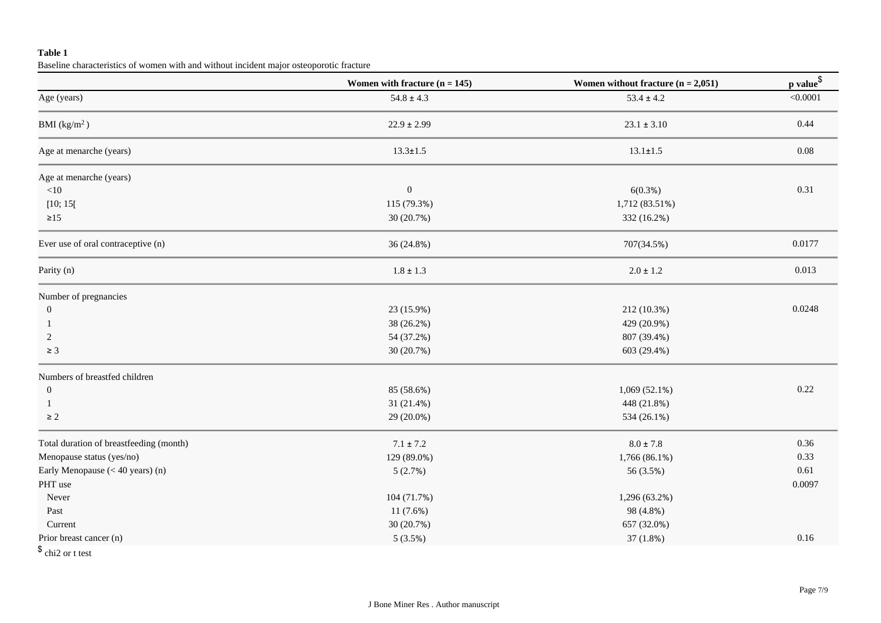**Table 1**

Baseline characteristics of women with and without incident major osteoporotic fracture

| | Women with fracture (n = 145) | Women without fracture (n = 2,051) | p value[$] |
|---|---|---|---|
| Age (years) | 54.8 ± 4.3 | 53.4 ± 4.2 | <0.0001 |
| BMI (kg/m$^2$) | 22.9 ± 2.99 | 23.1 ± 3.10 | 0.44 |
| Age at menarche (years) | 13.3±1.5 | 13.1±1.5 | 0.08 |
| Age at menarche (years) | | | |
| <10 | 0 | 6(0.3%) | 0.31 |
| [10; 15[ | 115 (79.3%) | 1,712 (83.51%) | |
| ≥15 | 30 (20.7%) | 332 (16.2%) | |
| Ever use of oral contraceptive (n) | 36 (24.8%) | 707(34.5%) | 0.0177 |
| Parity (n) | 1.8 ± 1.3 | 2.0 ± 1.2 | 0.013 |
| Number of pregnancies | | | |
| 0 | 23 (15.9%) | 212 (10.3%) | 0.0248 |
| 1 | 38 (26.2%) | 429 (20.9%) | |
| 2 | 54 (37.2%) | 807 (39.4%) | |
| ≥ 3 | 30 (20.7%) | 603 (29.4%) | |
| Numbers of breastfed children | | | |
| 0 | 85 (58.6%) | 1,069 (52.1%) | 0.22 |
| 1 | 31 (21.4%) | 448 (21.8%) | |
| ≥ 2 | 29 (20.0%) | 534 (26.1%) | |
| Total duration of breastfeeding (month) | 7.1 ± 7.2 | 8.0 ± 7.8 | 0.36 |
| Menopause status (yes/no) | 129 (89.0%) | 1,766 (86.1%) | 0.33 |
| Early Menopause (< 40 years) (n) | 5 (2.7%) | 56 (3.5%) | 0.61 |
| PHT use | | | 0.0097 |
| Never | 104 (71.7%) | 1,296 (63.2%) | |
| Past | 11 (7.6%) | 98 (4.8%) | |
| Current | 30 (20.7%) | 657 (32.0%) | |
| Prior breast cancer (n) | 5 (3.5%) | 37 (1.8%) | 0.16 |

[$] chi2 or t test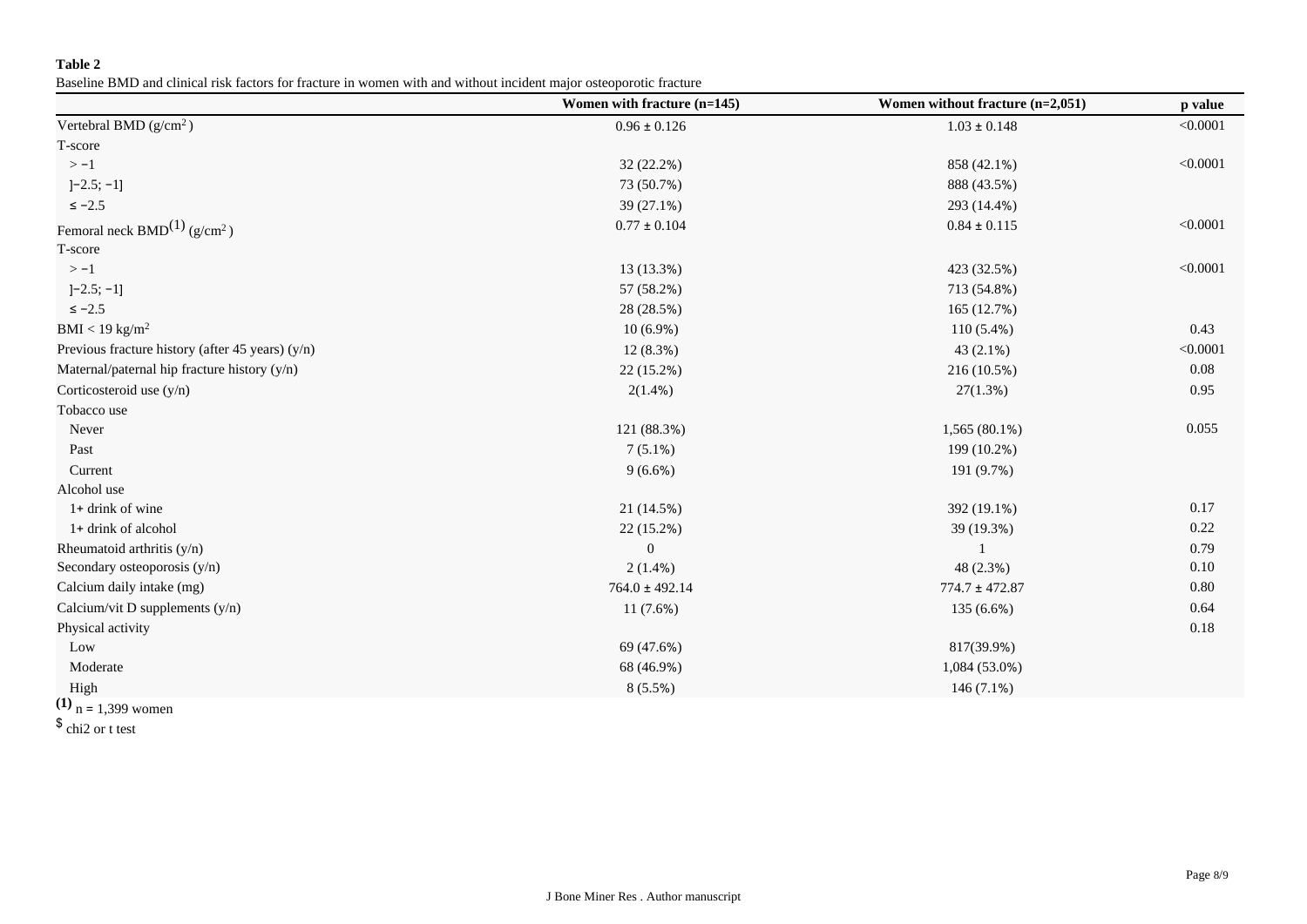**Table 2**

Baseline BMD and clinical risk factors for fracture in women with and without incident major osteoporotic fracture

| | Women with fracture (n=145) | Women without fracture (n=2,051) | p value |
|---|---|---|---|
| Vertebral BMD (g/cm$^2$) | 0.96 ± 0.126 | 1.03 ± 0.148 | <0.0001 |
| T-score | | | |
| > −1 | 32 (22.2%) | 858 (42.1%) | <0.0001 |
| ]−2.5; −1] | 73 (50.7%) | 888 (43.5%) | |
| ≤ −2.5 | 39 (27.1%) | 293 (14.4%) | |
| Femoral neck BMD[(1)] (g/cm$^2$) | 0.77 ± 0.104 | 0.84 ± 0.115 | <0.0001 |
| T-score | | | |
| > −1 | 13 (13.3%) | 423 (32.5%) | <0.0001 |
| ]−2.5; −1] | 57 (58.2%) | 713 (54.8%) | |
| ≤ −2.5 | 28 (28.5%) | 165 (12.7%) | |
| BMI < 19 kg/m$^2$ | 10 (6.9%) | 110 (5.4%) | 0.43 |
| Previous fracture history (after 45 years) (y/n) | 12 (8.3%) | 43 (2.1%) | <0.0001 |
| Maternal/paternal hip fracture history (y/n) | 22 (15.2%) | 216 (10.5%) | 0.08 |
| Corticosteroid use (y/n) | 2(1.4%) | 27(1.3%) | 0.95 |
| Tobacco use | | | |
| Never | 121 (88.3%) | 1,565 (80.1%) | 0.055 |
| Past | 7 (5.1%) | 199 (10.2%) | |
| Current | 9 (6.6%) | 191 (9.7%) | |
| Alcohol use | | | |
| 1+ drink of wine | 21 (14.5%) | 392 (19.1%) | 0.17 |
| 1+ drink of alcohol | 22 (15.2%) | 39 (19.3%) | 0.22 |
| Rheumatoid arthritis (y/n) | 0 | 1 | 0.79 |
| Secondary osteoporosis (y/n) | 2 (1.4%) | 48 (2.3%) | 0.10 |
| Calcium daily intake (mg) | 764.0 ± 492.14 | 774.7 ± 472.87 | 0.80 |
| Calcium/vit D supplements (y/n) | 11 (7.6%) | 135 (6.6%) | 0.64 |
| Physical activity | | | 0.18 |
| Low | 69 (47.6%) | 817(39.9%) | |
| Moderate | 68 (46.9%) | 1,084 (53.0%) | |
| High | 8 (5.5%) | 146 (7.1%) | |

(1) n = 1,399 women

$ chi2 or t test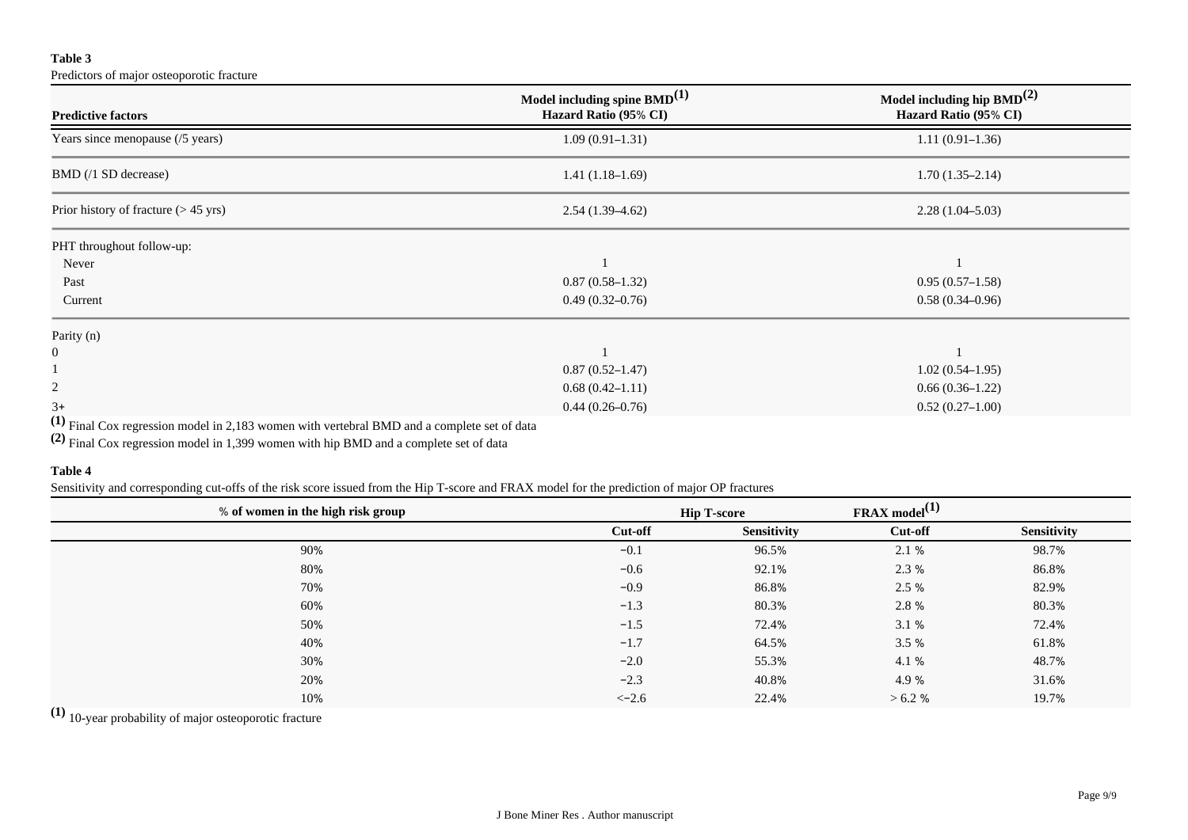**Table 3**

Predictors of major osteoporotic fracture

| Predictive factors | Model including spine BMD[(1)] Hazard Ratio (95% CI) | Model including hip BMD[(2)] Hazard Ratio (95% CI) |
|---|---|---|
| Years since menopause (/5 years) | 1.09 (0.91–1.31) | 1.11 (0.91–1.36) |
| BMD (/1 SD decrease) | 1.41 (1.18–1.69) | 1.70 (1.35–2.14) |
| Prior history of fracture (> 45 yrs) | 2.54 (1.39–4.62) | 2.28 (1.04–5.03) |
| PHT throughout follow-up: | | |
| Never | 1 | 1 |
| Past | 0.87 (0.58–1.32) | 0.95 (0.57–1.58) |
| Current | 0.49 (0.32–0.76) | 0.58 (0.34–0.96) |
| Parity (n) | | |
| 0 | 1 | 1 |
| 1 | 0.87 (0.52–1.47) | 1.02 (0.54–1.95) |
| 2 | 0.68 (0.42–1.11) | 0.66 (0.36–1.22) |
| 3+ | 0.44 (0.26–0.76) | 0.52 (0.27–1.00) |

(1) Final Cox regression model in 2,183 women with vertebral BMD and a complete set of data

(2) Final Cox regression model in 1,399 women with hip BMD and a complete set of data

**Table 4**

Sensitivity and corresponding cut-offs of the risk score issued from the Hip T-score and FRAX model for the prediction of major OP fractures

| % of women in the high risk group | Hip T-score | | FRAX model[(1)] | |
|---|---|---|---|---|
| | Cut-off | Sensitivity | Cut-off | Sensitivity |
| 90% | −0.1 | 96.5% | 2.1 % | 98.7% |
| 80% | −0.6 | 92.1% | 2.3 % | 86.8% |
| 70% | −0.9 | 86.8% | 2.5 % | 82.9% |
| 60% | −1.3 | 80.3% | 2.8 % | 80.3% |
| 50% | −1.5 | 72.4% | 3.1 % | 72.4% |
| 40% | −1.7 | 64.5% | 3.5 % | 61.8% |
| 30% | −2.0 | 55.3% | 4.1 % | 48.7% |
| 20% | −2.3 | 40.8% | 4.9 % | 31.6% |
| 10% | <−2.6 | 22.4% | > 6.2 % | 19.7% |

(1) 10-year probability of major osteoporotic fracture